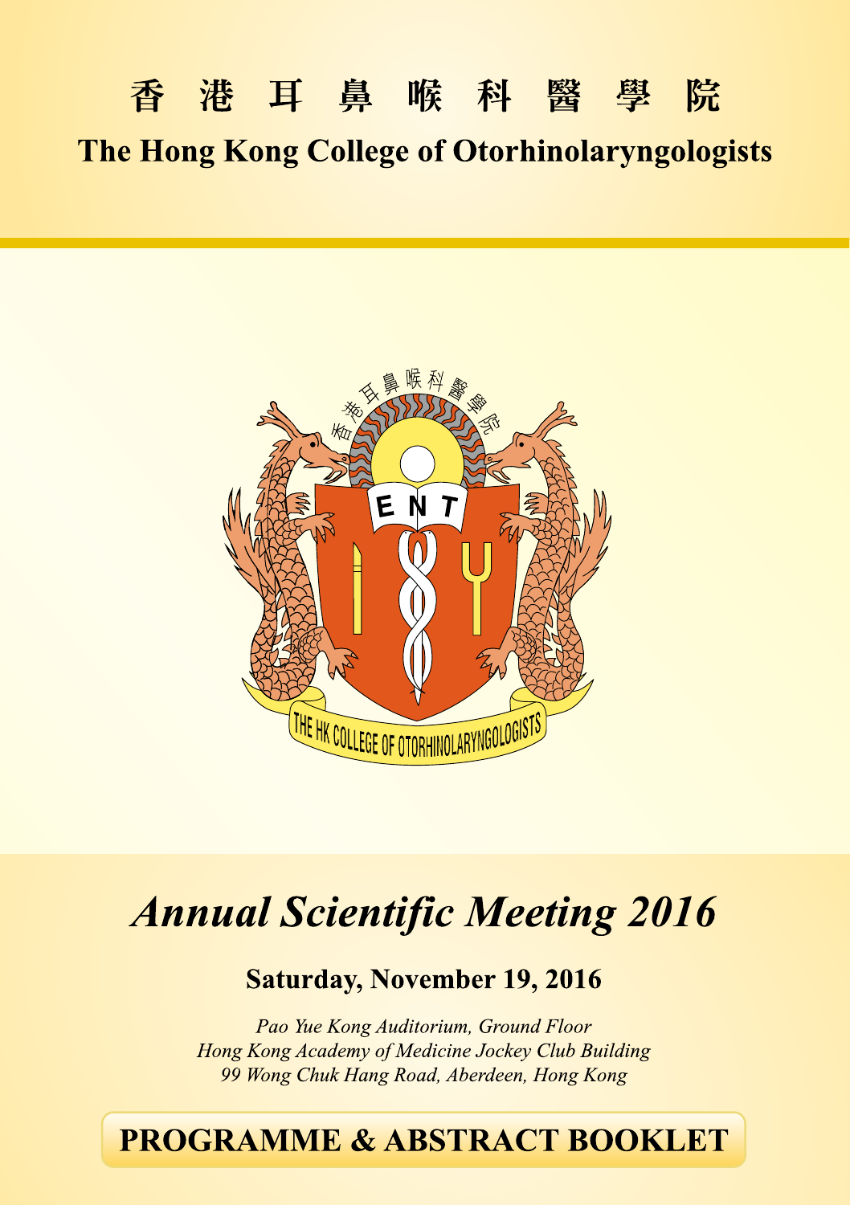# 香港耳鼻喉科醫學院

## The Hong Kong College of Otorhinolaryngologists

# *Annual Scientific Meeting 2016*

### Saturday, November 19, 2016

*Pao Yue Kong Auditorium, Ground Floor*
*Hong Kong Academy of Medicine Jockey Club Building*
*99 Wong Chuk Hang Road, Aberdeen, Hong Kong*

**PROGRAMME & ABSTRACT BOOKLET**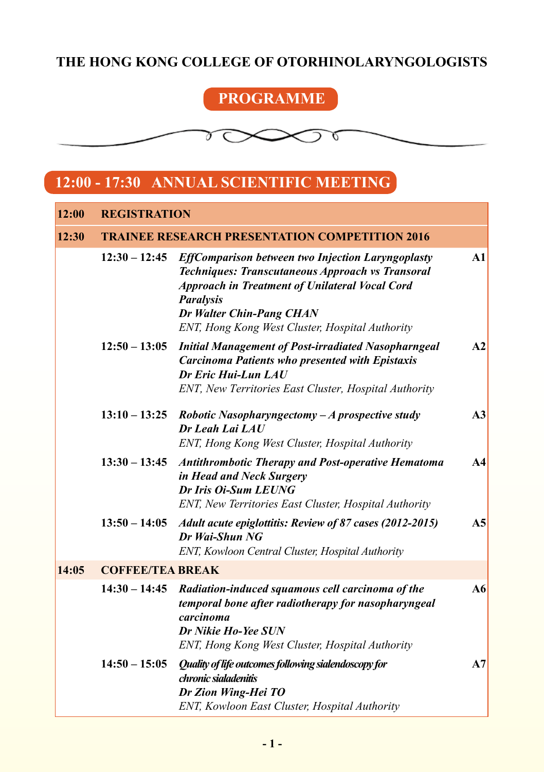# THE HONG KONG COLLEGE OF OTORHINOLARYNGOLOGISTS

## PROGRAMME

## 12:00 - 17:30 ANNUAL SCIENTIFIC MEETING

| | | | |
|---|---|---|---|
| **12:00** | **REGISTRATION** | | |
| **12:30** | **TRAINEE RESEARCH PRESENTATION COMPETITION 2016** | | |
| | **12:30 – 12:45** | ***EffComparison between two Injection Laryngoplasty Techniques: Transcutaneous Approach vs Transoral Approach in Treatment of Unilateral Vocal Cord Paralysis***<br>***Dr Walter Chin-Pang CHAN***<br>*ENT, Hong Kong West Cluster, Hospital Authority* | **A1** |
| | **12:50 – 13:05** | ***Initial Management of Post-irradiated Nasopharngeal Carcinoma Patients who presented with Epistaxis***<br>***Dr Eric Hui-Lun LAU***<br>*ENT, New Territories East Cluster, Hospital Authority* | **A2** |
| | **13:10 – 13:25** | ***Robotic Nasopharyngectomy – A prospective study***<br>***Dr Leah Lai LAU***<br>*ENT, Hong Kong West Cluster, Hospital Authority* | **A3** |
| | **13:30 – 13:45** | ***Antithrombotic Therapy and Post-operative Hematoma in Head and Neck Surgery***<br>***Dr Iris Oi-Sum LEUNG***<br>*ENT, New Territories East Cluster, Hospital Authority* | **A4** |
| | **13:50 – 14:05** | ***Adult acute epiglottitis: Review of 87 cases (2012-2015)***<br>***Dr Wai-Shun NG***<br>*ENT, Kowloon Central Cluster, Hospital Authority* | **A5** |
| **14:05** | **COFFEE/TEA BREAK** | | |
| | **14:30 – 14:45** | ***Radiation-induced squamous cell carcinoma of the temporal bone after radiotherapy for nasopharyngeal carcinoma***<br>***Dr Nikie Ho-Yee SUN***<br>*ENT, Hong Kong West Cluster, Hospital Authority* | **A6** |
| | **14:50 – 15:05** | ***Quality of life outcomes following sialendoscopy for chronic sialadenitis***<br>***Dr Zion Wing-Hei TO***<br>*ENT, Kowloon East Cluster, Hospital Authority* | **A7** |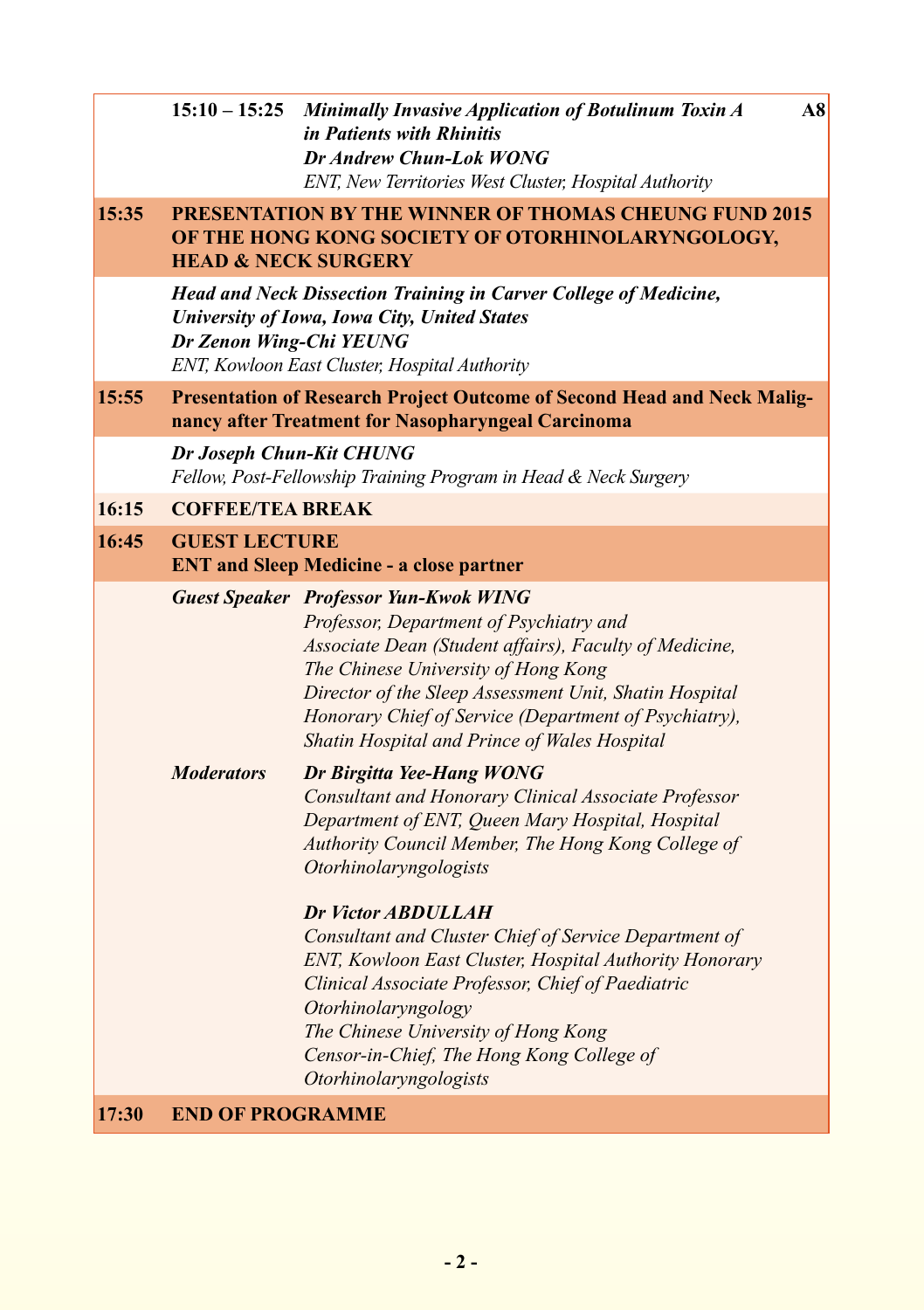**15:10 – 15:25** ***Minimally Invasive Application of Botulinum Toxin A in Patients with Rhinitis*** **A8**
***Dr Andrew Chun-Lok WONG***
*ENT, New Territories West Cluster, Hospital Authority*

**15:35 PRESENTATION BY THE WINNER OF THOMAS CHEUNG FUND 2015 OF THE HONG KONG SOCIETY OF OTORHINOLARYNGOLOGY, HEAD & NECK SURGERY**

***Head and Neck Dissection Training in Carver College of Medicine, University of Iowa, Iowa City, United States***
***Dr Zenon Wing-Chi YEUNG***
*ENT, Kowloon East Cluster, Hospital Authority*

**15:55 Presentation of Research Project Outcome of Second Head and Neck Malignancy after Treatment for Nasopharyngeal Carcinoma**

***Dr Joseph Chun-Kit CHUNG***
*Fellow, Post-Fellowship Training Program in Head & Neck Surgery*

**16:15 COFFEE/TEA BREAK**

**16:45 GUEST LECTURE**
**ENT and Sleep Medicine - a close partner**

***Guest Speaker*** ***Professor Yun-Kwok WING***
*Professor, Department of Psychiatry and Associate Dean (Student affairs), Faculty of Medicine, The Chinese University of Hong Kong*
*Director of the Sleep Assessment Unit, Shatin Hospital*
*Honorary Chief of Service (Department of Psychiatry), Shatin Hospital and Prince of Wales Hospital*

***Moderators*** ***Dr Birgitta Yee-Hang WONG***
*Consultant and Honorary Clinical Associate Professor Department of ENT, Queen Mary Hospital, Hospital Authority Council Member, The Hong Kong College of Otorhinolaryngologists*

***Dr Victor ABDULLAH***
*Consultant and Cluster Chief of Service Department of ENT, Kowloon East Cluster, Hospital Authority Honorary Clinical Associate Professor, Chief of Paediatric Otorhinolaryngology*
*The Chinese University of Hong Kong*
*Censor-in-Chief, The Hong Kong College of Otorhinolaryngologists*

**17:30 END OF PROGRAMME**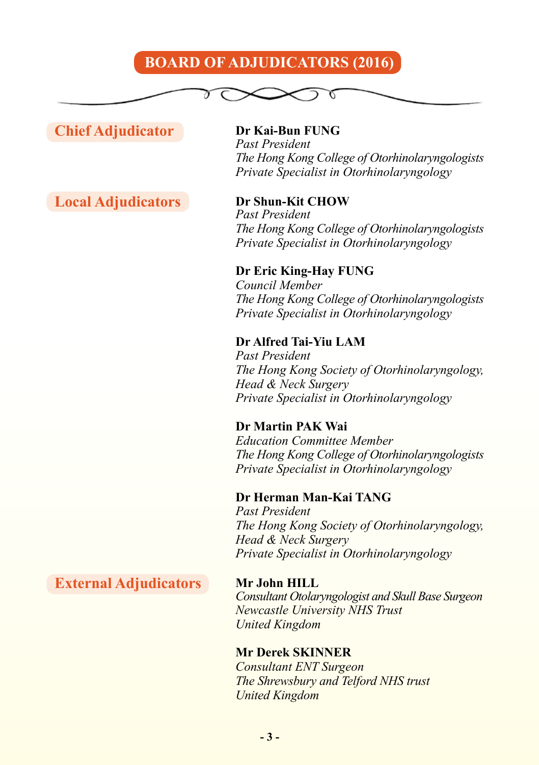# BOARD OF ADJUDICATORS (2016)

## Chief Adjudicator

**Dr Kai-Bun FUNG**
*Past President*
*The Hong Kong College of Otorhinolaryngologists*
*Private Specialist in Otorhinolaryngology*

## Local Adjudicators

**Dr Shun-Kit CHOW**
*Past President*
*The Hong Kong College of Otorhinolaryngologists*
*Private Specialist in Otorhinolaryngology*

**Dr Eric King-Hay FUNG**
*Council Member*
*The Hong Kong College of Otorhinolaryngologists*
*Private Specialist in Otorhinolaryngology*

**Dr Alfred Tai-Yiu LAM**
*Past President*
*The Hong Kong Society of Otorhinolaryngology, Head & Neck Surgery*
*Private Specialist in Otorhinolaryngology*

**Dr Martin PAK Wai**
*Education Committee Member*
*The Hong Kong College of Otorhinolaryngologists*
*Private Specialist in Otorhinolaryngology*

**Dr Herman Man-Kai TANG**
*Past President*
*The Hong Kong Society of Otorhinolaryngology, Head & Neck Surgery*
*Private Specialist in Otorhinolaryngology*

## External Adjudicators

**Mr John HILL**
*Consultant Otolaryngologist and Skull Base Surgeon*
*Newcastle University NHS Trust*
*United Kingdom*

**Mr Derek SKINNER**
*Consultant ENT Surgeon*
*The Shrewsbury and Telford NHS trust*
*United Kingdom*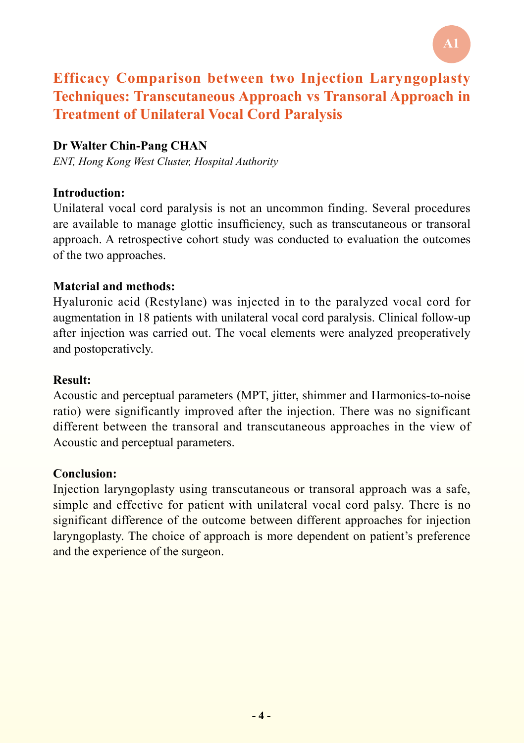A1

# Efficacy Comparison between two Injection Laryngoplasty Techniques: Transcutaneous Approach vs Transoral Approach in Treatment of Unilateral Vocal Cord Paralysis

**Dr Walter Chin-Pang CHAN**

*ENT, Hong Kong West Cluster, Hospital Authority*

**Introduction:**

Unilateral vocal cord paralysis is not an uncommon finding. Several procedures are available to manage glottic insufficiency, such as transcutaneous or transoral approach. A retrospective cohort study was conducted to evaluation the outcomes of the two approaches.

**Material and methods:**

Hyaluronic acid (Restylane) was injected in to the paralyzed vocal cord for augmentation in 18 patients with unilateral vocal cord paralysis. Clinical follow-up after injection was carried out. The vocal elements were analyzed preoperatively and postoperatively.

**Result:**

Acoustic and perceptual parameters (MPT, jitter, shimmer and Harmonics-to-noise ratio) were significantly improved after the injection. There was no significant different between the transoral and transcutaneous approaches in the view of Acoustic and perceptual parameters.

**Conclusion:**

Injection laryngoplasty using transcutaneous or transoral approach was a safe, simple and effective for patient with unilateral vocal cord palsy. There is no significant difference of the outcome between different approaches for injection laryngoplasty. The choice of approach is more dependent on patient's preference and the experience of the surgeon.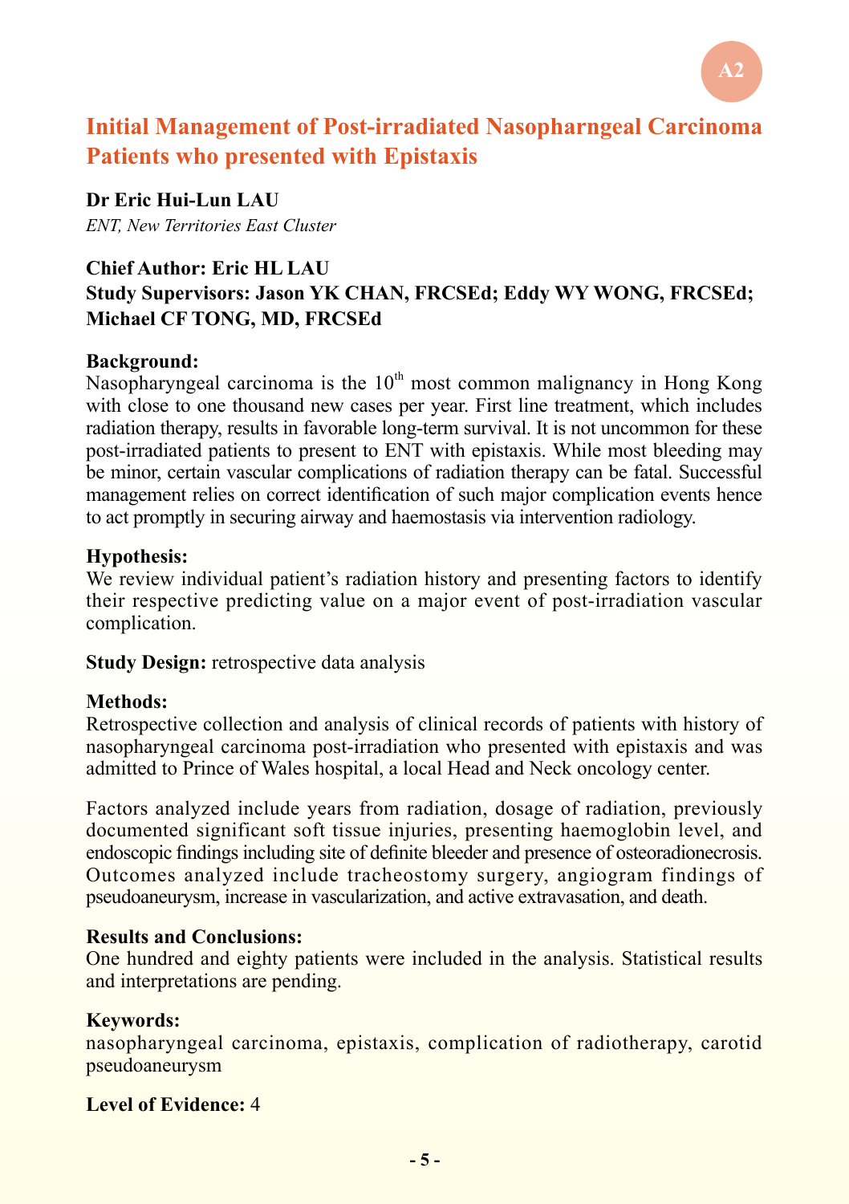A2

## Initial Management of Post-irradiated Nasopharngeal Carcinoma Patients who presented with Epistaxis

**Dr Eric Hui-Lun LAU**

*ENT, New Territories East Cluster*

**Chief Author: Eric HL LAU**

**Study Supervisors: Jason YK CHAN, FRCSEd; Eddy WY WONG, FRCSEd; Michael CF TONG, MD, FRCSEd**

**Background:**

Nasopharyngeal carcinoma is the 10th most common malignancy in Hong Kong with close to one thousand new cases per year. First line treatment, which includes radiation therapy, results in favorable long-term survival. It is not uncommon for these post-irradiated patients to present to ENT with epistaxis. While most bleeding may be minor, certain vascular complications of radiation therapy can be fatal. Successful management relies on correct identification of such major complication events hence to act promptly in securing airway and haemostasis via intervention radiology.

**Hypothesis:**

We review individual patient's radiation history and presenting factors to identify their respective predicting value on a major event of post-irradiation vascular complication.

**Study Design:** retrospective data analysis

**Methods:**

Retrospective collection and analysis of clinical records of patients with history of nasopharyngeal carcinoma post-irradiation who presented with epistaxis and was admitted to Prince of Wales hospital, a local Head and Neck oncology center.

Factors analyzed include years from radiation, dosage of radiation, previously documented significant soft tissue injuries, presenting haemoglobin level, and endoscopic findings including site of definite bleeder and presence of osteoradionecrosis. Outcomes analyzed include tracheostomy surgery, angiogram findings of pseudoaneurysm, increase in vascularization, and active extravasation, and death.

**Results and Conclusions:**

One hundred and eighty patients were included in the analysis. Statistical results and interpretations are pending.

**Keywords:**

nasopharyngeal carcinoma, epistaxis, complication of radiotherapy, carotid pseudoaneurysm

**Level of Evidence:** 4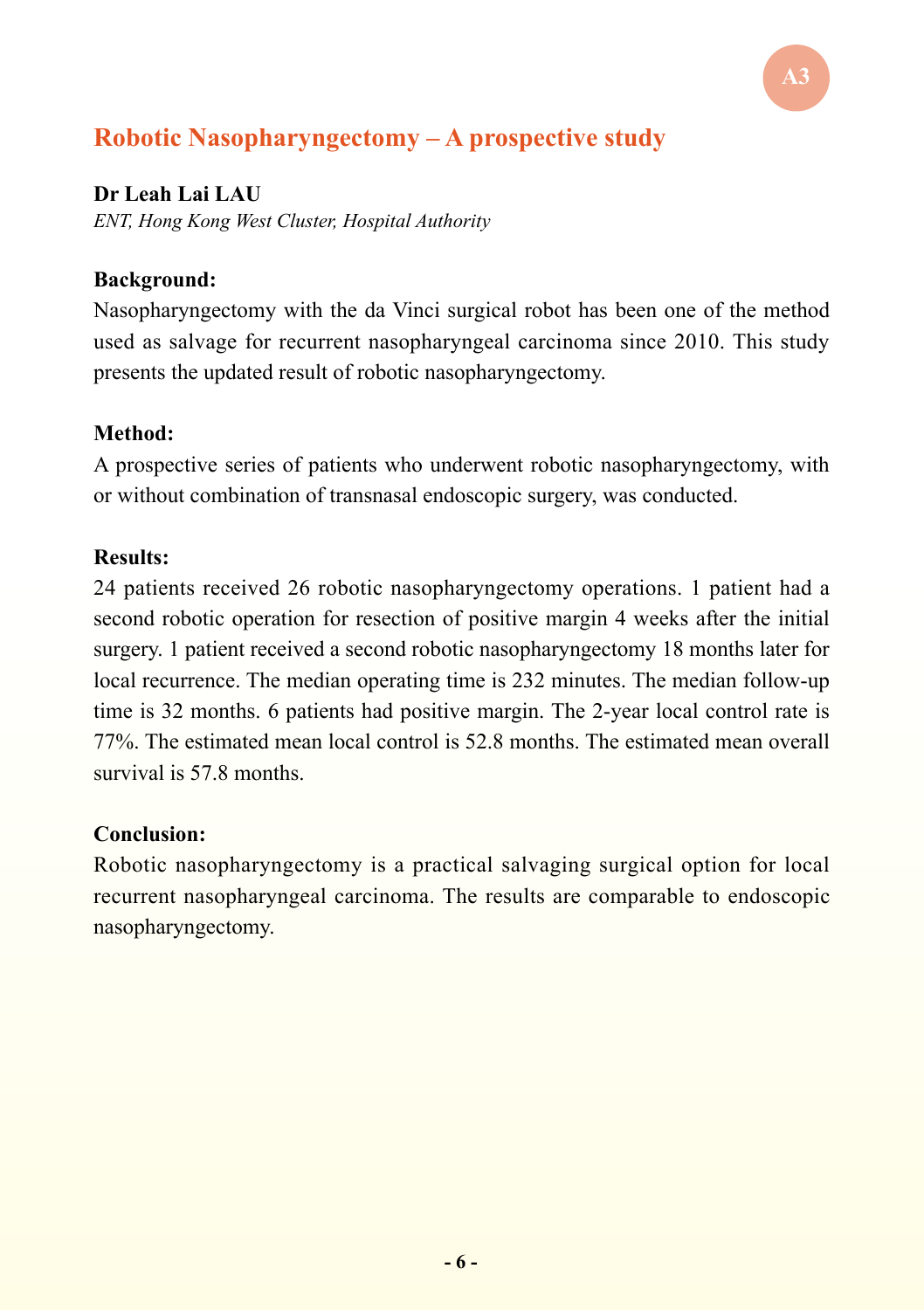A3

# Robotic Nasopharyngectomy – A prospective study

**Dr Leah Lai LAU**

*ENT, Hong Kong West Cluster, Hospital Authority*

**Background:**

Nasopharyngectomy with the da Vinci surgical robot has been one of the method used as salvage for recurrent nasopharyngeal carcinoma since 2010. This study presents the updated result of robotic nasopharyngectomy.

**Method:**

A prospective series of patients who underwent robotic nasopharyngectomy, with or without combination of transnasal endoscopic surgery, was conducted.

**Results:**

24 patients received 26 robotic nasopharyngectomy operations. 1 patient had a second robotic operation for resection of positive margin 4 weeks after the initial surgery. 1 patient received a second robotic nasopharyngectomy 18 months later for local recurrence. The median operating time is 232 minutes. The median follow-up time is 32 months. 6 patients had positive margin. The 2-year local control rate is 77%. The estimated mean local control is 52.8 months. The estimated mean overall survival is 57.8 months.

**Conclusion:**

Robotic nasopharyngectomy is a practical salvaging surgical option for local recurrent nasopharyngeal carcinoma. The results are comparable to endoscopic nasopharyngectomy.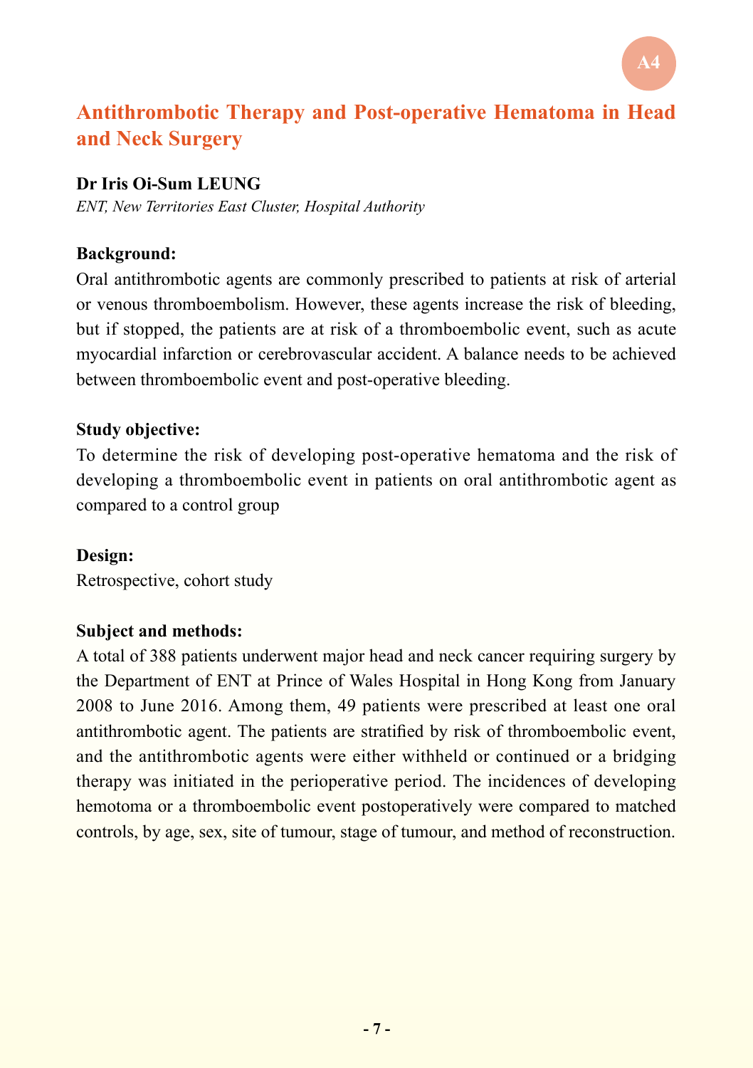A4

# Antithrombotic Therapy and Post-operative Hematoma in Head and Neck Surgery

**Dr Iris Oi-Sum LEUNG**

*ENT, New Territories East Cluster, Hospital Authority*

**Background:**

Oral antithrombotic agents are commonly prescribed to patients at risk of arterial or venous thromboembolism. However, these agents increase the risk of bleeding, but if stopped, the patients are at risk of a thromboembolic event, such as acute myocardial infarction or cerebrovascular accident. A balance needs to be achieved between thromboembolic event and post-operative bleeding.

**Study objective:**

To determine the risk of developing post-operative hematoma and the risk of developing a thromboembolic event in patients on oral antithrombotic agent as compared to a control group

**Design:**

Retrospective, cohort study

**Subject and methods:**

A total of 388 patients underwent major head and neck cancer requiring surgery by the Department of ENT at Prince of Wales Hospital in Hong Kong from January 2008 to June 2016. Among them, 49 patients were prescribed at least one oral antithrombotic agent. The patients are stratified by risk of thromboembolic event, and the antithrombotic agents were either withheld or continued or a bridging therapy was initiated in the perioperative period. The incidences of developing hemotoma or a thromboembolic event postoperatively were compared to matched controls, by age, sex, site of tumour, stage of tumour, and method of reconstruction.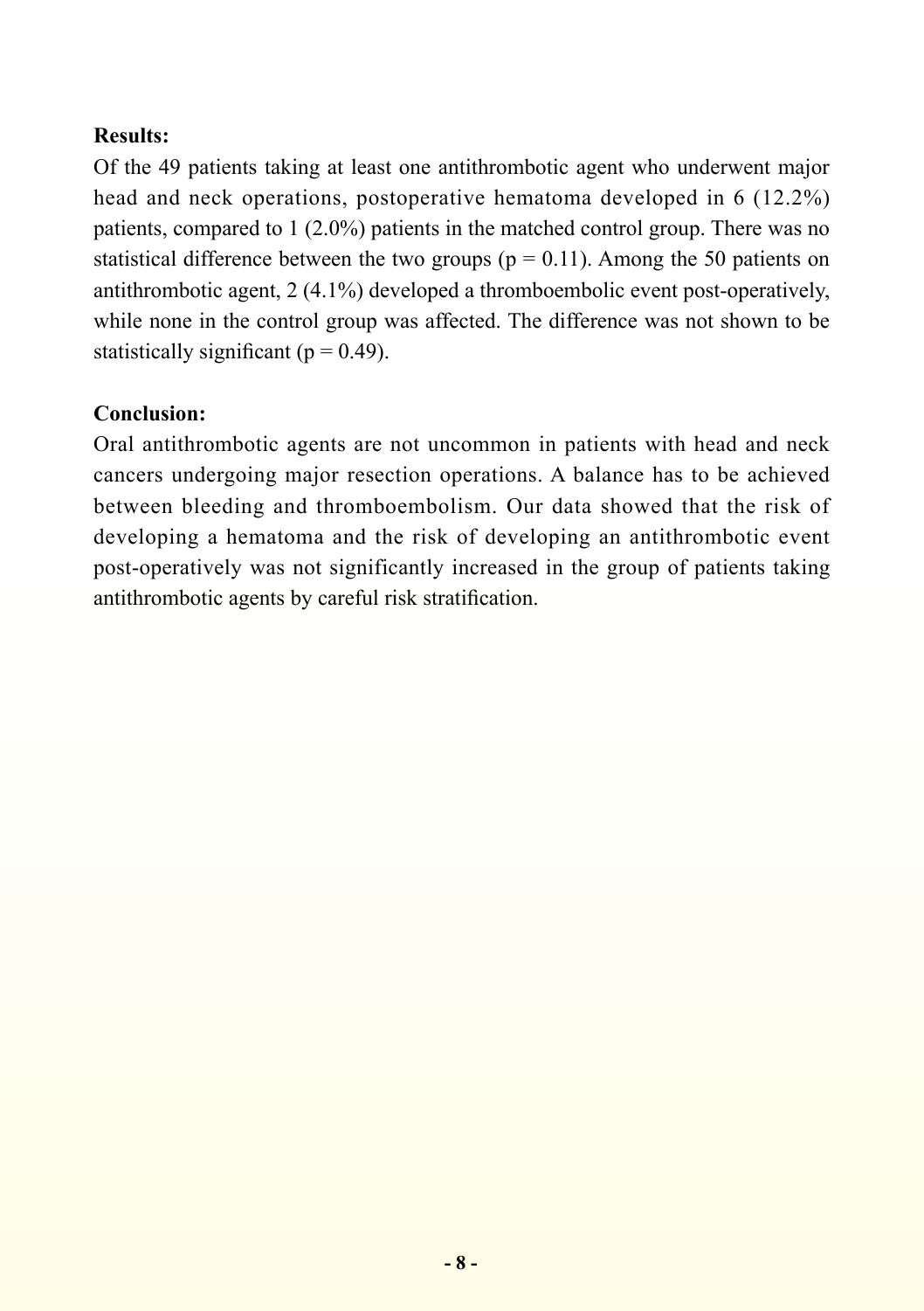**Results:**

Of the 49 patients taking at least one antithrombotic agent who underwent major head and neck operations, postoperative hematoma developed in 6 (12.2%) patients, compared to 1 (2.0%) patients in the matched control group. There was no statistical difference between the two groups ($p = 0.11$). Among the 50 patients on antithrombotic agent, 2 (4.1%) developed a thromboembolic event post-operatively, while none in the control group was affected. The difference was not shown to be statistically significant ($p = 0.49$).

**Conclusion:**

Oral antithrombotic agents are not uncommon in patients with head and neck cancers undergoing major resection operations. A balance has to be achieved between bleeding and thromboembolism. Our data showed that the risk of developing a hematoma and the risk of developing an antithrombotic event post-operatively was not significantly increased in the group of patients taking antithrombotic agents by careful risk stratification.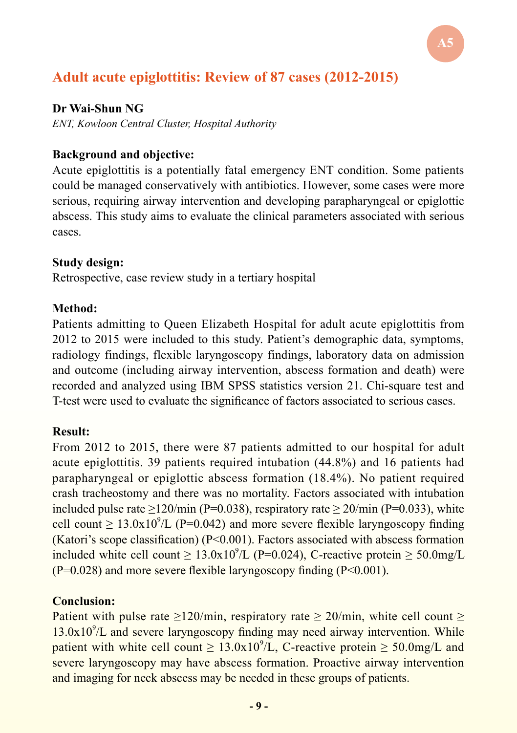A5

# Adult acute epiglottitis: Review of 87 cases (2012-2015)

**Dr Wai-Shun NG**

*ENT, Kowloon Central Cluster, Hospital Authority*

**Background and objective:**

Acute epiglottitis is a potentially fatal emergency ENT condition. Some patients could be managed conservatively with antibiotics. However, some cases were more serious, requiring airway intervention and developing parapharyngeal or epiglottic abscess. This study aims to evaluate the clinical parameters associated with serious cases.

**Study design:**

Retrospective, case review study in a tertiary hospital

**Method:**

Patients admitting to Queen Elizabeth Hospital for adult acute epiglottitis from 2012 to 2015 were included to this study. Patient's demographic data, symptoms, radiology findings, flexible laryngoscopy findings, laboratory data on admission and outcome (including airway intervention, abscess formation and death) were recorded and analyzed using IBM SPSS statistics version 21. Chi-square test and T-test were used to evaluate the significance of factors associated to serious cases.

**Result:**

From 2012 to 2015, there were 87 patients admitted to our hospital for adult acute epiglottitis. 39 patients required intubation (44.8%) and 16 patients had parapharyngeal or epiglottic abscess formation (18.4%). No patient required crash tracheostomy and there was no mortality. Factors associated with intubation included pulse rate ≥120/min (P=0.038), respiratory rate ≥ 20/min (P=0.033), white cell count ≥ $13.0 \times 10^9$/L (P=0.042) and more severe flexible laryngoscopy finding (Katori's scope classification) (P<0.001). Factors associated with abscess formation included white cell count ≥ $13.0 \times 10^9$/L (P=0.024), C-reactive protein ≥ 50.0mg/L (P=0.028) and more severe flexible laryngoscopy finding (P<0.001).

**Conclusion:**

Patient with pulse rate ≥120/min, respiratory rate ≥ 20/min, white cell count ≥ $13.0 \times 10^9$/L and severe laryngoscopy finding may need airway intervention. While patient with white cell count ≥ $13.0 \times 10^9$/L, C-reactive protein ≥ 50.0mg/L and severe laryngoscopy may have abscess formation. Proactive airway intervention and imaging for neck abscess may be needed in these groups of patients.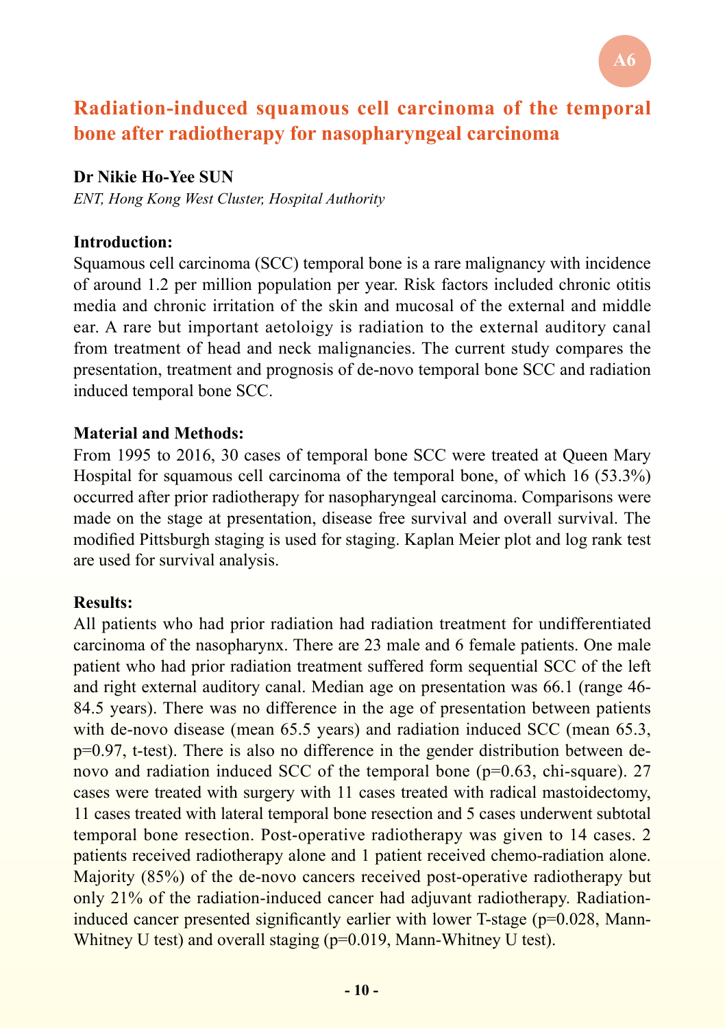A6

# Radiation-induced squamous cell carcinoma of the temporal bone after radiotherapy for nasopharyngeal carcinoma

**Dr Nikie Ho-Yee SUN**

*ENT, Hong Kong West Cluster, Hospital Authority*

**Introduction:**

Squamous cell carcinoma (SCC) temporal bone is a rare malignancy with incidence of around 1.2 per million population per year. Risk factors included chronic otitis media and chronic irritation of the skin and mucosal of the external and middle ear. A rare but important aetoloigy is radiation to the external auditory canal from treatment of head and neck malignancies. The current study compares the presentation, treatment and prognosis of de-novo temporal bone SCC and radiation induced temporal bone SCC.

**Material and Methods:**

From 1995 to 2016, 30 cases of temporal bone SCC were treated at Queen Mary Hospital for squamous cell carcinoma of the temporal bone, of which 16 (53.3%) occurred after prior radiotherapy for nasopharyngeal carcinoma. Comparisons were made on the stage at presentation, disease free survival and overall survival. The modified Pittsburgh staging is used for staging. Kaplan Meier plot and log rank test are used for survival analysis.

**Results:**

All patients who had prior radiation had radiation treatment for undifferentiated carcinoma of the nasopharynx. There are 23 male and 6 female patients. One male patient who had prior radiation treatment suffered form sequential SCC of the left and right external auditory canal. Median age on presentation was 66.1 (range 46-84.5 years). There was no difference in the age of presentation between patients with de-novo disease (mean 65.5 years) and radiation induced SCC (mean 65.3, p=0.97, t-test). There is also no difference in the gender distribution between de-novo and radiation induced SCC of the temporal bone (p=0.63, chi-square). 27 cases were treated with surgery with 11 cases treated with radical mastoidectomy, 11 cases treated with lateral temporal bone resection and 5 cases underwent subtotal temporal bone resection. Post-operative radiotherapy was given to 14 cases. 2 patients received radiotherapy alone and 1 patient received chemo-radiation alone. Majority (85%) of the de-novo cancers received post-operative radiotherapy but only 21% of the radiation-induced cancer had adjuvant radiotherapy. Radiation-induced cancer presented significantly earlier with lower T-stage (p=0.028, Mann-Whitney U test) and overall staging (p=0.019, Mann-Whitney U test).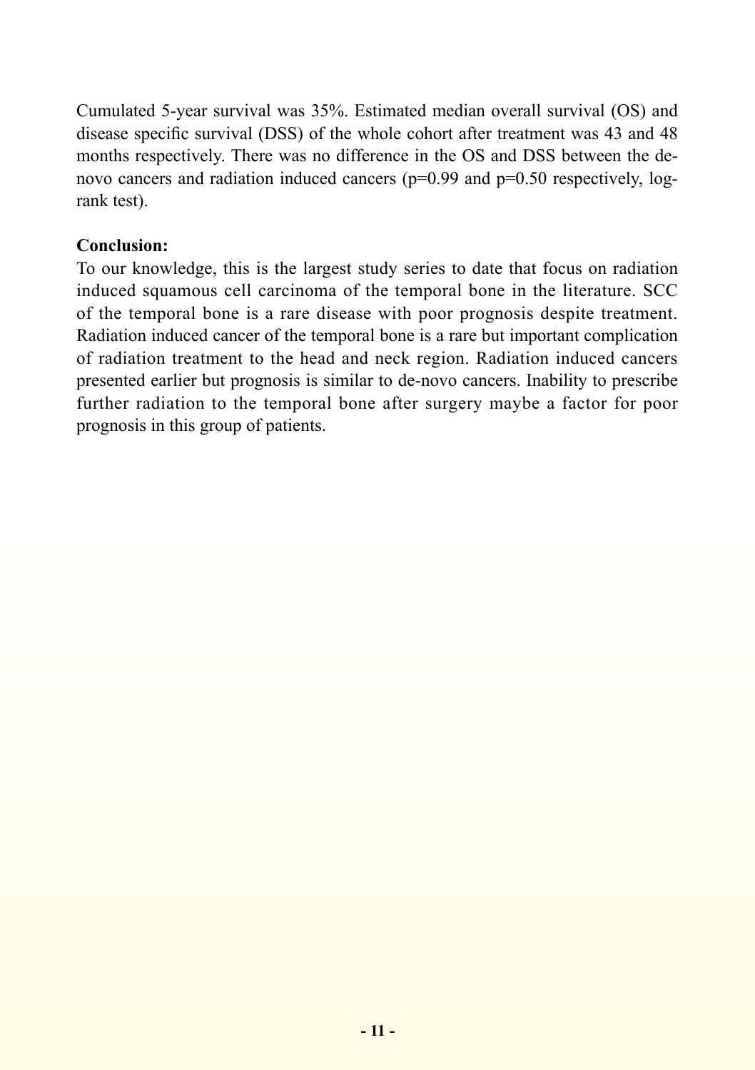Cumulated 5-year survival was 35%. Estimated median overall survival (OS) and disease specific survival (DSS) of the whole cohort after treatment was 43 and 48 months respectively. There was no difference in the OS and DSS between the de-novo cancers and radiation induced cancers ($p=0.99$ and $p=0.50$ respectively, log-rank test).

**Conclusion:**

To our knowledge, this is the largest study series to date that focus on radiation induced squamous cell carcinoma of the temporal bone in the literature. SCC of the temporal bone is a rare disease with poor prognosis despite treatment. Radiation induced cancer of the temporal bone is a rare but important complication of radiation treatment to the head and neck region. Radiation induced cancers presented earlier but prognosis is similar to de-novo cancers. Inability to prescribe further radiation to the temporal bone after surgery maybe a factor for poor prognosis in this group of patients.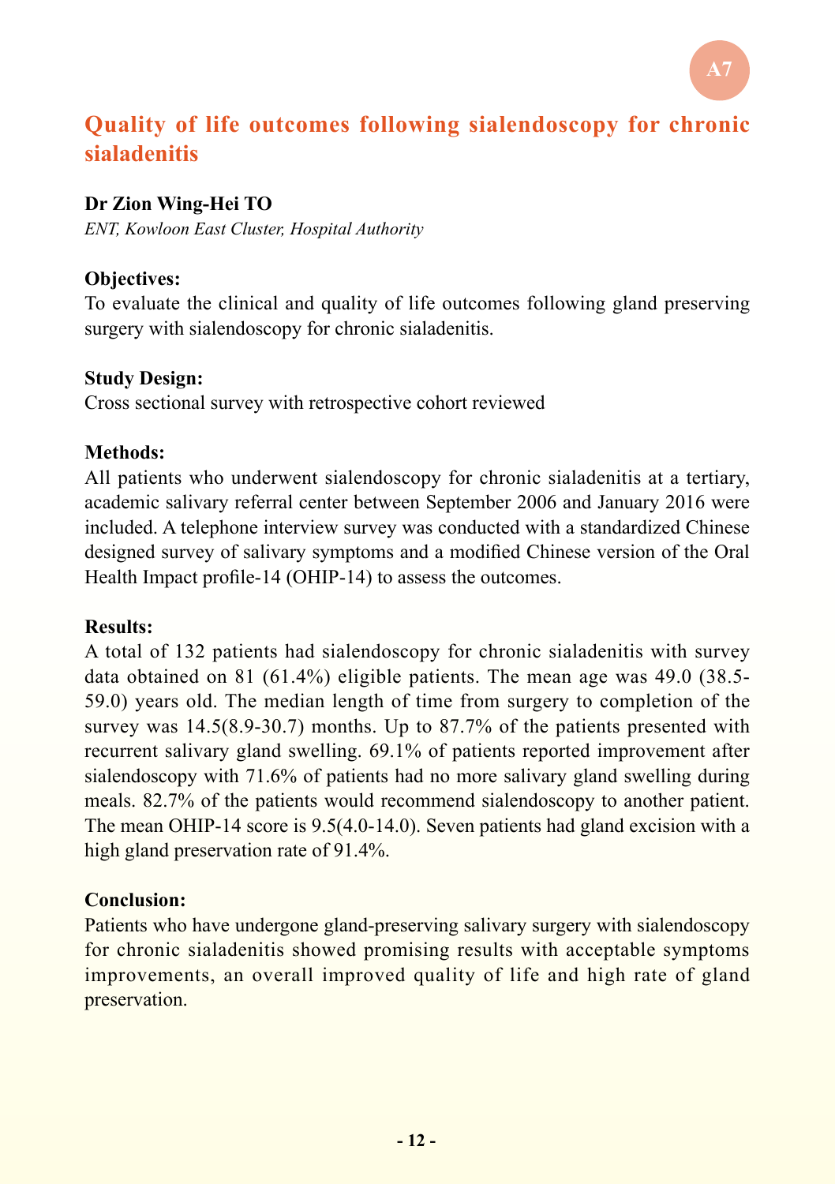A7

# Quality of life outcomes following sialendoscopy for chronic sialadenitis

**Dr Zion Wing-Hei TO**

*ENT, Kowloon East Cluster, Hospital Authority*

**Objectives:**

To evaluate the clinical and quality of life outcomes following gland preserving surgery with sialendoscopy for chronic sialadenitis.

**Study Design:**

Cross sectional survey with retrospective cohort reviewed

**Methods:**

All patients who underwent sialendoscopy for chronic sialadenitis at a tertiary, academic salivary referral center between September 2006 and January 2016 were included. A telephone interview survey was conducted with a standardized Chinese designed survey of salivary symptoms and a modified Chinese version of the Oral Health Impact profile-14 (OHIP-14) to assess the outcomes.

**Results:**

A total of 132 patients had sialendoscopy for chronic sialadenitis with survey data obtained on 81 (61.4%) eligible patients. The mean age was 49.0 (38.5-59.0) years old. The median length of time from surgery to completion of the survey was 14.5(8.9-30.7) months. Up to 87.7% of the patients presented with recurrent salivary gland swelling. 69.1% of patients reported improvement after sialendoscopy with 71.6% of patients had no more salivary gland swelling during meals. 82.7% of the patients would recommend sialendoscopy to another patient. The mean OHIP-14 score is 9.5(4.0-14.0). Seven patients had gland excision with a high gland preservation rate of 91.4%.

**Conclusion:**

Patients who have undergone gland-preserving salivary surgery with sialendoscopy for chronic sialadenitis showed promising results with acceptable symptoms improvements, an overall improved quality of life and high rate of gland preservation.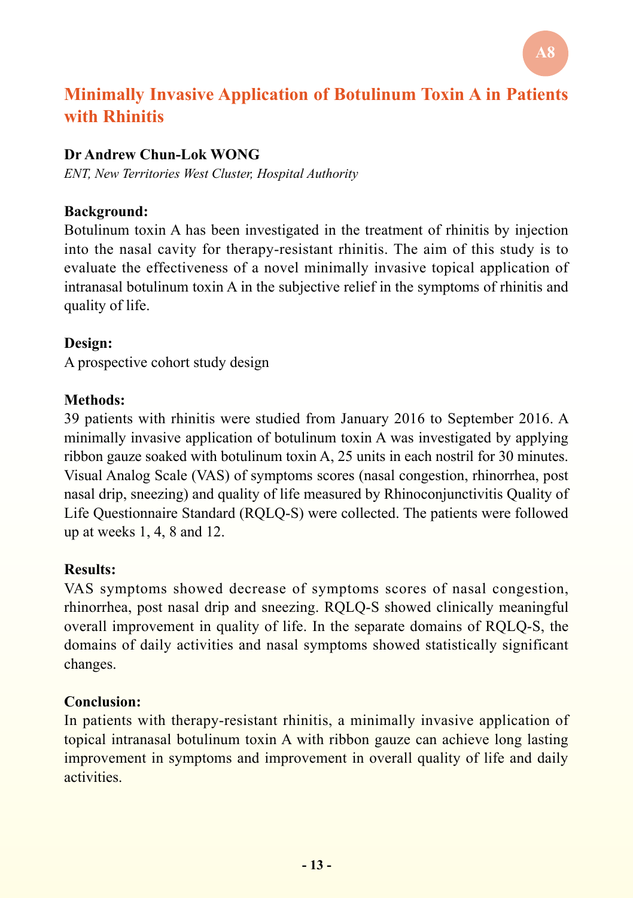A8

## Minimally Invasive Application of Botulinum Toxin A in Patients with Rhinitis

**Dr Andrew Chun-Lok WONG**
*ENT, New Territories West Cluster, Hospital Authority*

**Background:**
Botulinum toxin A has been investigated in the treatment of rhinitis by injection into the nasal cavity for therapy-resistant rhinitis. The aim of this study is to evaluate the effectiveness of a novel minimally invasive topical application of intranasal botulinum toxin A in the subjective relief in the symptoms of rhinitis and quality of life.

**Design:**
A prospective cohort study design

**Methods:**
39 patients with rhinitis were studied from January 2016 to September 2016. A minimally invasive application of botulinum toxin A was investigated by applying ribbon gauze soaked with botulinum toxin A, 25 units in each nostril for 30 minutes. Visual Analog Scale (VAS) of symptoms scores (nasal congestion, rhinorrhea, post nasal drip, sneezing) and quality of life measured by Rhinoconjunctivitis Quality of Life Questionnaire Standard (RQLQ-S) were collected. The patients were followed up at weeks 1, 4, 8 and 12.

**Results:**
VAS symptoms showed decrease of symptoms scores of nasal congestion, rhinorrhea, post nasal drip and sneezing. RQLQ-S showed clinically meaningful overall improvement in quality of life. In the separate domains of RQLQ-S, the domains of daily activities and nasal symptoms showed statistically significant changes.

**Conclusion:**
In patients with therapy-resistant rhinitis, a minimally invasive application of topical intranasal botulinum toxin A with ribbon gauze can achieve long lasting improvement in symptoms and improvement in overall quality of life and daily activities.